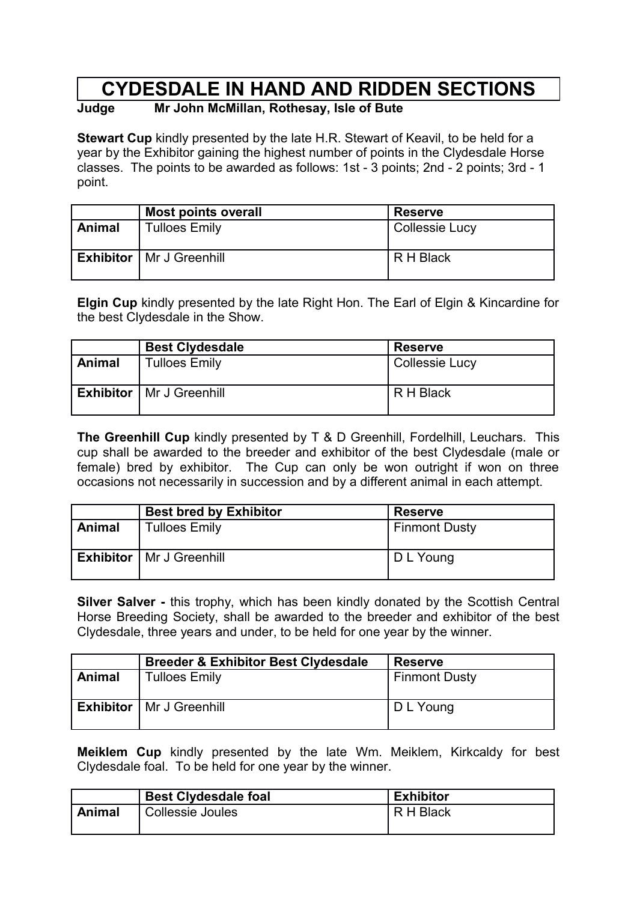# CYDESDALE IN HAND AND RIDDEN SECTIONS

**Judge Mr John McMillan, Rothesay, Isle of Bute**

**Stewart Cup** kindly presented by the late H.R. Stewart of Keavil, to be held for a year by the Exhibitor gaining the highest number of points in the Clydesdale Horse classes. The points to be awarded as follows: 1st - 3 points; 2nd - 2 points; 3rd - 1 point.

| | **Most points overall** | **Reserve** |
|---|---|---|
| **Animal** | Tulloes Emily | Collessie Lucy |
| **Exhibitor** | Mr J Greenhill | R H Black |

**Elgin Cup** kindly presented by the late Right Hon. The Earl of Elgin & Kincardine for the best Clydesdale in the Show.

| | **Best Clydesdale** | **Reserve** |
|---|---|---|
| **Animal** | Tulloes Emily | Collessie Lucy |
| **Exhibitor** | Mr J Greenhill | R H Black |

**The Greenhill Cup** kindly presented by T & D Greenhill, Fordelhill, Leuchars. This cup shall be awarded to the breeder and exhibitor of the best Clydesdale (male or female) bred by exhibitor. The Cup can only be won outright if won on three occasions not necessarily in succession and by a different animal in each attempt.

| | **Best bred by Exhibitor** | **Reserve** |
|---|---|---|
| **Animal** | Tulloes Emily | Finmont Dusty |
| **Exhibitor** | Mr J Greenhill | D L Young |

**Silver Salver -** this trophy, which has been kindly donated by the Scottish Central Horse Breeding Society, shall be awarded to the breeder and exhibitor of the best Clydesdale, three years and under, to be held for one year by the winner.

| | **Breeder & Exhibitor Best Clydesdale** | **Reserve** |
|---|---|---|
| **Animal** | Tulloes Emily | Finmont Dusty |
| **Exhibitor** | Mr J Greenhill | D L Young |

**Meiklem Cup** kindly presented by the late Wm. Meiklem, Kirkcaldy for best Clydesdale foal. To be held for one year by the winner.

| | **Best Clydesdale foal** | **Exhibitor** |
|---|---|---|
| **Animal** | Collessie Joules | R H Black |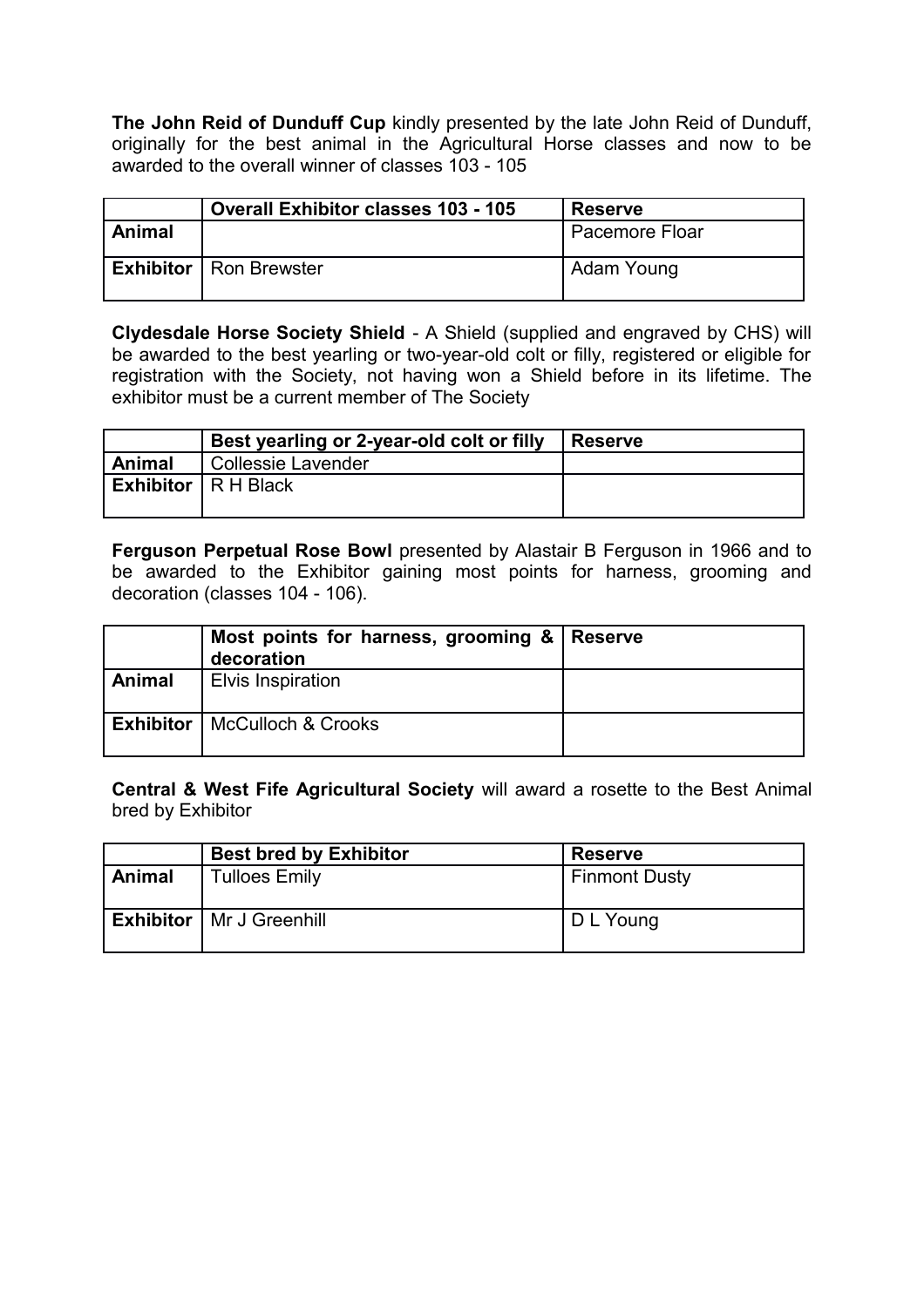**The John Reid of Dunduff Cup** kindly presented by the late John Reid of Dunduff, originally for the best animal in the Agricultural Horse classes and now to be awarded to the overall winner of classes 103 - 105

| | **Overall Exhibitor classes 103 - 105** | **Reserve** |
|---|---|---|
| **Animal** | | Pacemore Floar |
| **Exhibitor** | Ron Brewster | Adam Young |

**Clydesdale Horse Society Shield** - A Shield (supplied and engraved by CHS) will be awarded to the best yearling or two-year-old colt or filly, registered or eligible for registration with the Society, not having won a Shield before in its lifetime. The exhibitor must be a current member of The Society

| | **Best yearling or 2-year-old colt or filly** | **Reserve** |
|---|---|---|
| **Animal** | Collessie Lavender | |
| **Exhibitor** | R H Black | |

**Ferguson Perpetual Rose Bowl** presented by Alastair B Ferguson in 1966 and to be awarded to the Exhibitor gaining most points for harness, grooming and decoration (classes 104 - 106).

| | **Most points for harness, grooming & decoration** | **Reserve** |
|---|---|---|
| **Animal** | Elvis Inspiration | |
| **Exhibitor** | McCulloch & Crooks | |

**Central & West Fife Agricultural Society** will award a rosette to the Best Animal bred by Exhibitor

| | **Best bred by Exhibitor** | **Reserve** |
|---|---|---|
| **Animal** | Tulloes Emily | Finmont Dusty |
| **Exhibitor** | Mr J Greenhill | D L Young |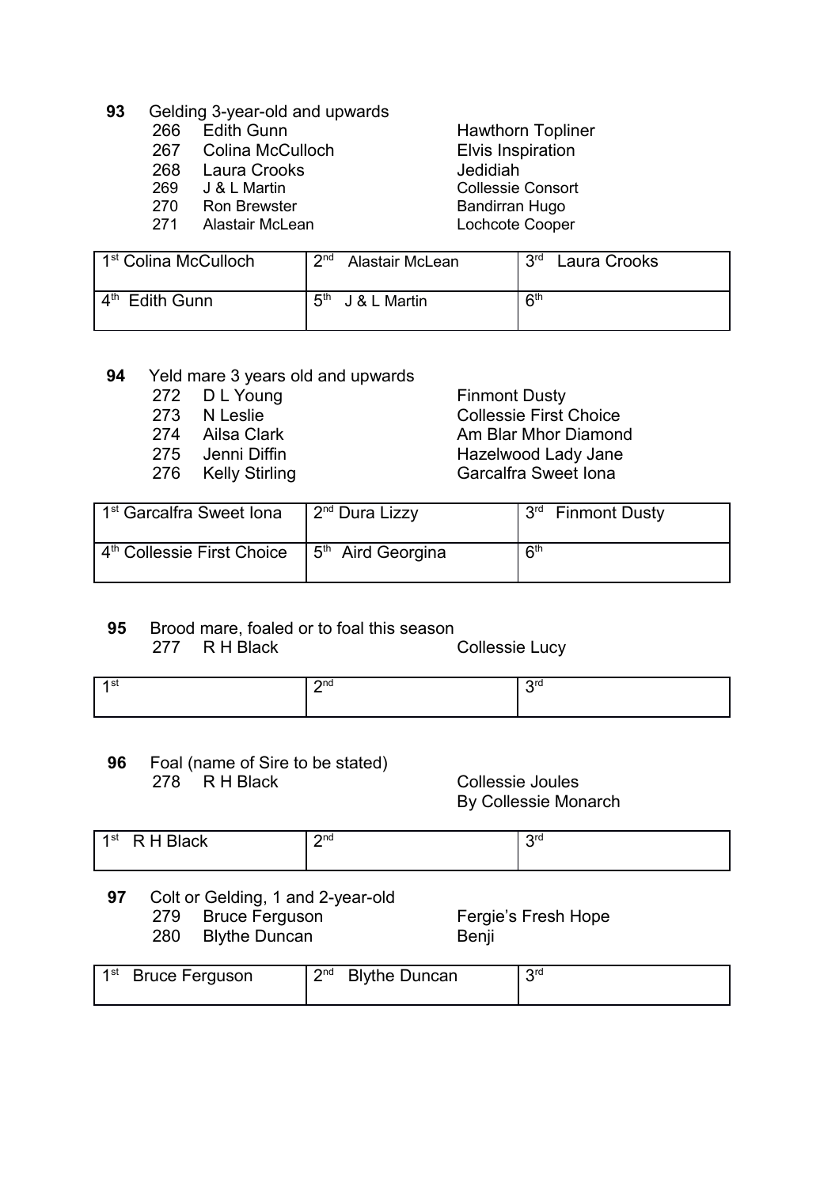**93** Gelding 3-year-old and upwards

| | | |
|---|---|---|
| 266 | Edith Gunn | Hawthorn Topliner |
| 267 | Colina McCulloch | Elvis Inspiration |
| 268 | Laura Crooks | Jedidiah |
| 269 | J & L Martin | Collessie Consort |
| 270 | Ron Brewster | Bandirran Hugo |
| 271 | Alastair McLean | Lochcote Cooper |

| | | |
|---|---|---|
| 1st Colina McCulloch | 2nd Alastair McLean | 3rd Laura Crooks |
| 4th Edith Gunn | 5th J & L Martin | 6th |

**94** Yeld mare 3 years old and upwards

| | | |
|---|---|---|
| 272 | D L Young | Finmont Dusty |
| 273 | N Leslie | Collessie First Choice |
| 274 | Ailsa Clark | Am Blar Mhor Diamond |
| 275 | Jenni Diffin | Hazelwood Lady Jane |
| 276 | Kelly Stirling | Garcalfra Sweet Iona |

| | | |
|---|---|---|
| 1st Garcalfra Sweet Iona | 2nd Dura Lizzy | 3rd Finmont Dusty |
| 4th Collessie First Choice | 5th Aird Georgina | 6th |

**95** Brood mare, foaled or to foal this season

277 R H Black — Collessie Lucy

| | | |
|---|---|---|
| 1st | 2nd | 3rd |

**96** Foal (name of Sire to be stated)

278 R H Black — Collessie Joules
By Collessie Monarch

| | | |
|---|---|---|
| 1st R H Black | 2nd | 3rd |

**97** Colt or Gelding, 1 and 2-year-old

| | | |
|---|---|---|
| 279 | Bruce Ferguson | Fergie's Fresh Hope |
| 280 | Blythe Duncan | Benji |

| | | |
|---|---|---|
| 1st Bruce Ferguson | 2nd Blythe Duncan | 3rd |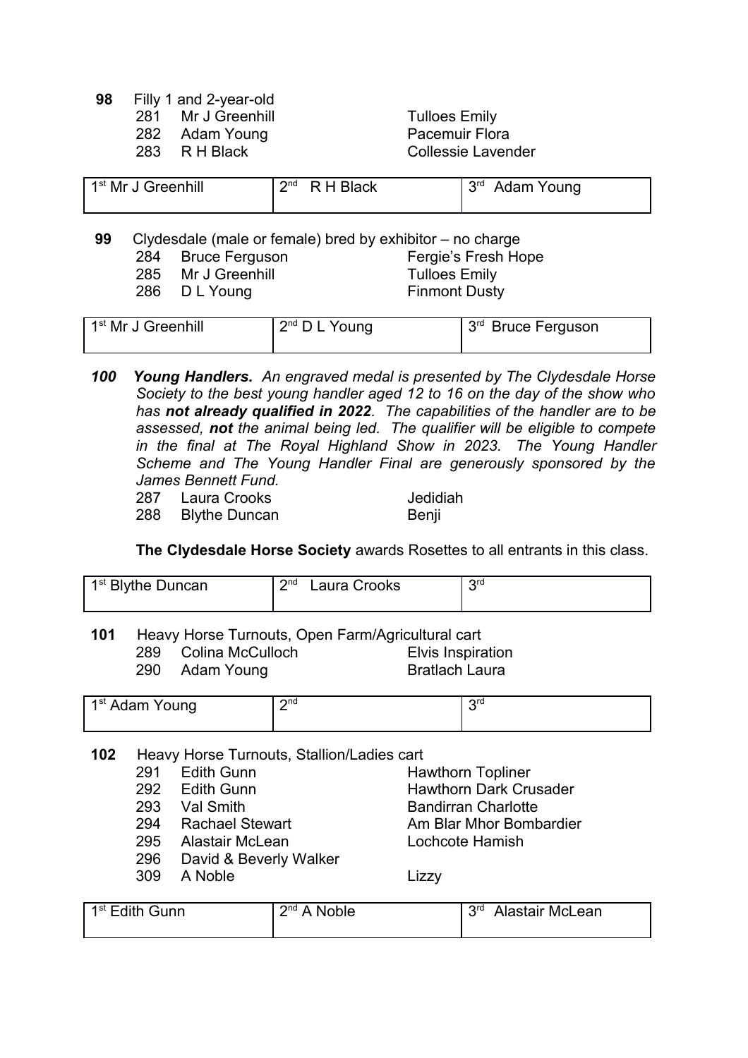**98** Filly 1 and 2-year-old

| | | |
|---|---|---|
| 281 | Mr J Greenhill | Tulloes Emily |
| 282 | Adam Young | Pacemuir Flora |
| 283 | R H Black | Collessie Lavender |

| 1st Mr J Greenhill | 2nd R H Black | 3rd Adam Young |
|---|---|---|

**99** Clydesdale (male or female) bred by exhibitor – no charge

| | | |
|---|---|---|
| 284 | Bruce Ferguson | Fergie's Fresh Hope |
| 285 | Mr J Greenhill | Tulloes Emily |
| 286 | D L Young | Finmont Dusty |

| 1st Mr J Greenhill | 2nd D L Young | 3rd Bruce Ferguson |
|---|---|---|

***100 Young Handlers.*** *An engraved medal is presented by The Clydesdale Horse Society to the best young handler aged 12 to 16 on the day of the show who has **not already qualified in 2022**. The capabilities of the handler are to be assessed, **not** the animal being led. The qualifier will be eligible to compete in the final at The Royal Highland Show in 2023. The Young Handler Scheme and The Young Handler Final are generously sponsored by the James Bennett Fund.*

| | | |
|---|---|---|
| 287 | Laura Crooks | Jedidiah |
| 288 | Blythe Duncan | Benji |

**The Clydesdale Horse Society** awards Rosettes to all entrants in this class.

| 1st Blythe Duncan | 2nd Laura Crooks | 3rd |
|---|---|---|

**101** Heavy Horse Turnouts, Open Farm/Agricultural cart

| | | |
|---|---|---|
| 289 | Colina McCulloch | Elvis Inspiration |
| 290 | Adam Young | Bratlach Laura |

| 1st Adam Young | 2nd | 3rd |
|---|---|---|

**102** Heavy Horse Turnouts, Stallion/Ladies cart

| | | |
|---|---|---|
| 291 | Edith Gunn | Hawthorn Topliner |
| 292 | Edith Gunn | Hawthorn Dark Crusader |
| 293 | Val Smith | Bandirran Charlotte |
| 294 | Rachael Stewart | Am Blar Mhor Bombardier |
| 295 | Alastair McLean | Lochcote Hamish |
| 296 | David & Beverly Walker | |
| 309 | A Noble | Lizzy |

| 1st Edith Gunn | 2nd A Noble | 3rd Alastair McLean |
|---|---|---|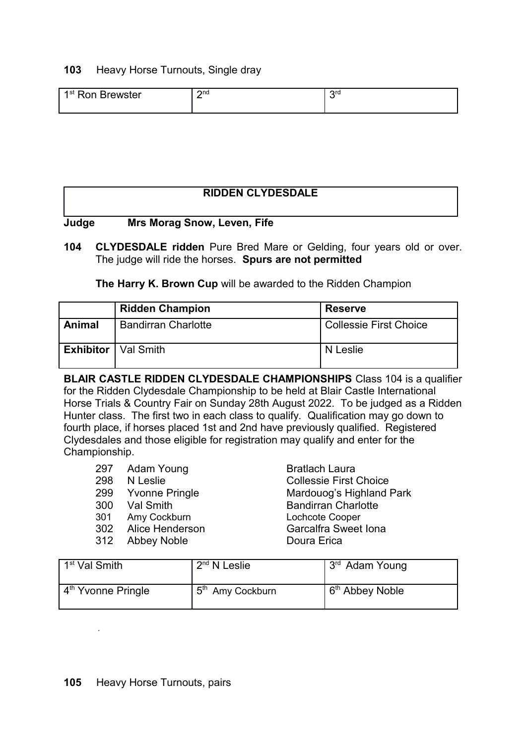**103** Heavy Horse Turnouts, Single dray

| 1st Ron Brewster | 2nd | 3rd |
|---|---|---|

## RIDDEN CLYDESDALE

**Judge Mrs Morag Snow, Leven, Fife**

**104 CLYDESDALE ridden** Pure Bred Mare or Gelding, four years old or over. The judge will ride the horses. **Spurs are not permitted**

**The Harry K. Brown Cup** will be awarded to the Ridden Champion

| | Ridden Champion | Reserve |
|---|---|---|
| **Animal** | Bandirran Charlotte | Collessie First Choice |
| **Exhibitor** | Val Smith | N Leslie |

**BLAIR CASTLE RIDDEN CLYDESDALE CHAMPIONSHIPS** Class 104 is a qualifier for the Ridden Clydesdale Championship to be held at Blair Castle International Horse Trials & Country Fair on Sunday 28th August 2022. To be judged as a Ridden Hunter class. The first two in each class to qualify. Qualification may go down to fourth place, if horses placed 1st and 2nd have previously qualified. Registered Clydesdales and those eligible for registration may qualify and enter for the Championship.

- 297 Adam Young — Bratlach Laura
- 298 N Leslie — Collessie First Choice
- 299 Yvonne Pringle — Mardouog's Highland Park
- 300 Val Smith — Bandirran Charlotte
- 301 Amy Cockburn — Lochcote Cooper
- 302 Alice Henderson — Garcalfra Sweet Iona
- 312 Abbey Noble — Doura Erica

| 1st Val Smith | 2nd N Leslie | 3rd Adam Young |
|---|---|---|
| 4th Yvonne Pringle | 5th Amy Cockburn | 6th Abbey Noble |

**105** Heavy Horse Turnouts, pairs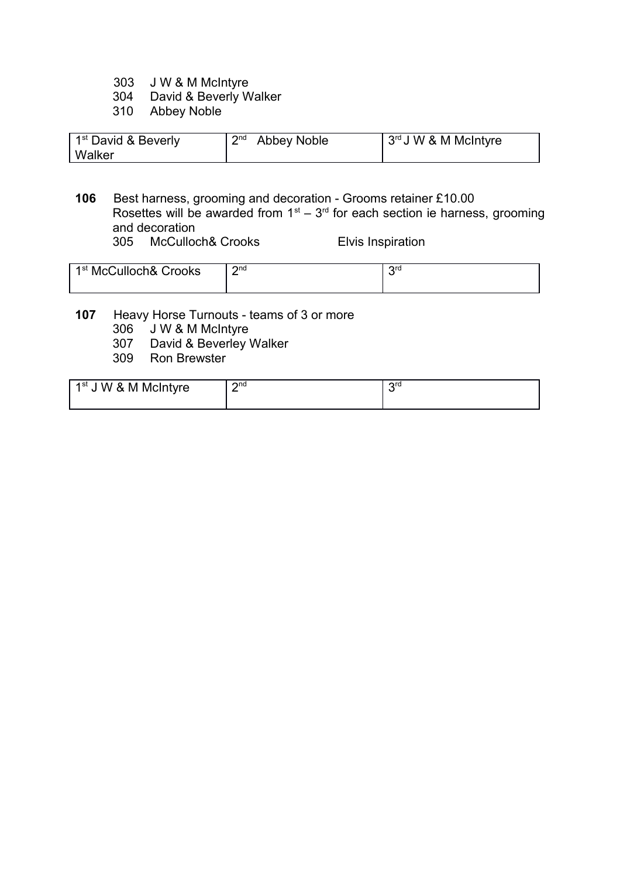303 J W & M McIntyre
304 David & Beverly Walker
310 Abbey Noble

| | | |
|---|---|---|
| 1st David & Beverly Walker | 2nd Abbey Noble | 3rd J W & M McIntyre |

**106** Best harness, grooming and decoration - Grooms retainer £10.00
Rosettes will be awarded from 1st – 3rd for each section ie harness, grooming and decoration
305 McCulloch& Crooks Elvis Inspiration

| | | |
|---|---|---|
| 1st McCulloch& Crooks | 2nd | 3rd |

**107** Heavy Horse Turnouts - teams of 3 or more
306 J W & M McIntyre
307 David & Beverley Walker
309 Ron Brewster

| | | |
|---|---|---|
| 1st J W & M McIntyre | 2nd | 3rd |